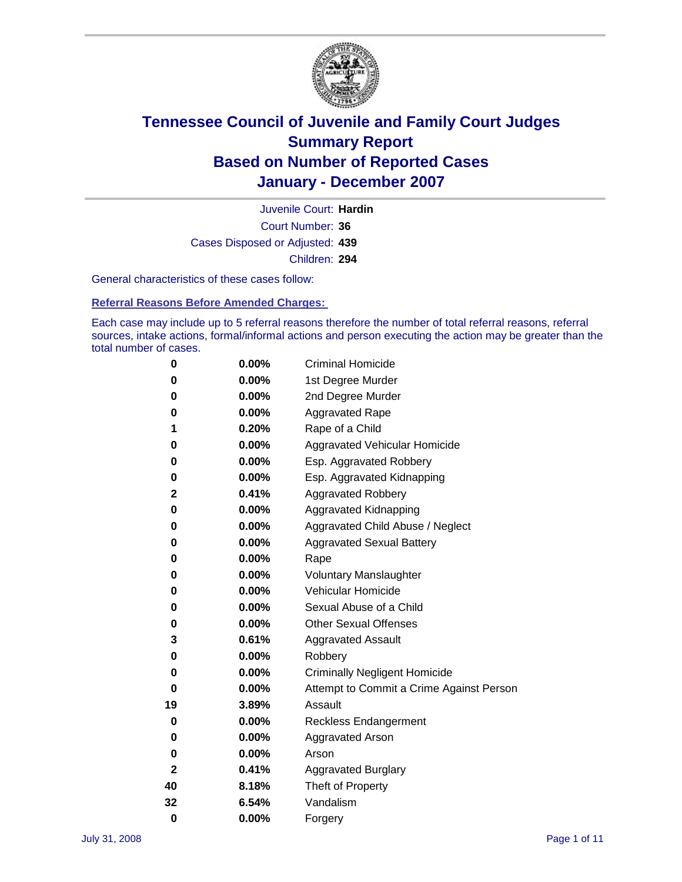# Tennessee Council of Juvenile and Family Court Judges
# Summary Report
# Based on Number of Reported Cases
# January - December 2007

Juvenile Court: **Hardin**

Court Number: **36**

Cases Disposed or Adjusted: **439**

Children: **294**

General characteristics of these cases follow:

## Referral Reasons Before Amended Charges:

Each case may include up to 5 referral reasons therefore the number of total referral reasons, referral sources, intake actions, formal/informal actions and person executing the action may be greater than the total number of cases.

| Count | Percent | Referral Reason |
|---|---|---|
| 0 | 0.00% | Criminal Homicide |
| 0 | 0.00% | 1st Degree Murder |
| 0 | 0.00% | 2nd Degree Murder |
| 0 | 0.00% | Aggravated Rape |
| 1 | 0.20% | Rape of a Child |
| 0 | 0.00% | Aggravated Vehicular Homicide |
| 0 | 0.00% | Esp. Aggravated Robbery |
| 0 | 0.00% | Esp. Aggravated Kidnapping |
| 2 | 0.41% | Aggravated Robbery |
| 0 | 0.00% | Aggravated Kidnapping |
| 0 | 0.00% | Aggravated Child Abuse / Neglect |
| 0 | 0.00% | Aggravated Sexual Battery |
| 0 | 0.00% | Rape |
| 0 | 0.00% | Voluntary Manslaughter |
| 0 | 0.00% | Vehicular Homicide |
| 0 | 0.00% | Sexual Abuse of a Child |
| 0 | 0.00% | Other Sexual Offenses |
| 3 | 0.61% | Aggravated Assault |
| 0 | 0.00% | Robbery |
| 0 | 0.00% | Criminally Negligent Homicide |
| 0 | 0.00% | Attempt to Commit a Crime Against Person |
| 19 | 3.89% | Assault |
| 0 | 0.00% | Reckless Endangerment |
| 0 | 0.00% | Aggravated Arson |
| 0 | 0.00% | Arson |
| 2 | 0.41% | Aggravated Burglary |
| 40 | 8.18% | Theft of Property |
| 32 | 6.54% | Vandalism |
| 0 | 0.00% | Forgery |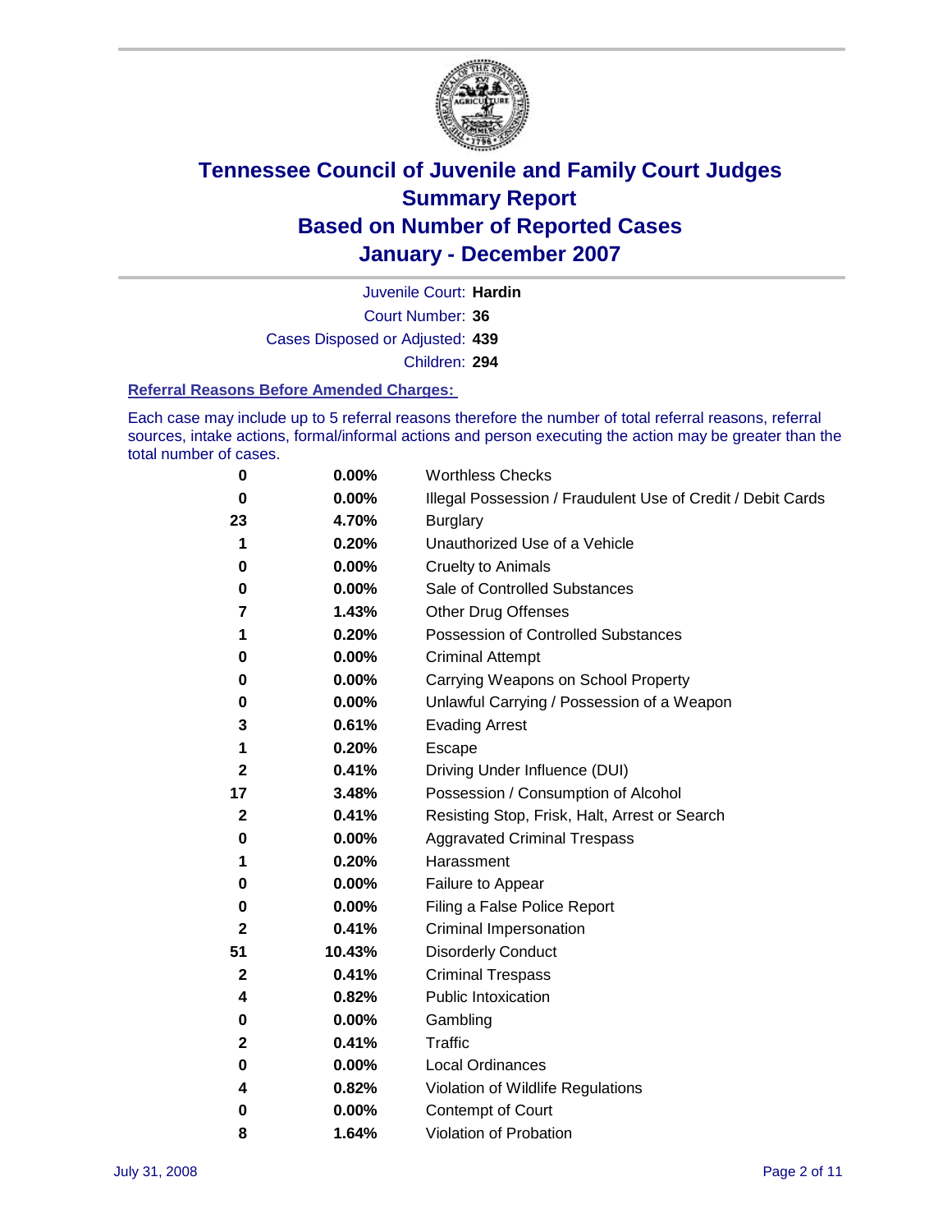# Tennessee Council of Juvenile and Family Court Judges
## Summary Report
## Based on Number of Reported Cases
## January - December 2007

Juvenile Court: **Hardin**

Court Number: **36**

Cases Disposed or Adjusted: **439**

Children: **294**

### Referral Reasons Before Amended Charges:

Each case may include up to 5 referral reasons therefore the number of total referral reasons, referral sources, intake actions, formal/informal actions and person executing the action may be greater than the total number of cases.

| Count | Percent | Referral Reason |
|---|---|---|
| 0 | 0.00% | Worthless Checks |
| 0 | 0.00% | Illegal Possession / Fraudulent Use of Credit / Debit Cards |
| 23 | 4.70% | Burglary |
| 1 | 0.20% | Unauthorized Use of a Vehicle |
| 0 | 0.00% | Cruelty to Animals |
| 0 | 0.00% | Sale of Controlled Substances |
| 7 | 1.43% | Other Drug Offenses |
| 1 | 0.20% | Possession of Controlled Substances |
| 0 | 0.00% | Criminal Attempt |
| 0 | 0.00% | Carrying Weapons on School Property |
| 0 | 0.00% | Unlawful Carrying / Possession of a Weapon |
| 3 | 0.61% | Evading Arrest |
| 1 | 0.20% | Escape |
| 2 | 0.41% | Driving Under Influence (DUI) |
| 17 | 3.48% | Possession / Consumption of Alcohol |
| 2 | 0.41% | Resisting Stop, Frisk, Halt, Arrest or Search |
| 0 | 0.00% | Aggravated Criminal Trespass |
| 1 | 0.20% | Harassment |
| 0 | 0.00% | Failure to Appear |
| 0 | 0.00% | Filing a False Police Report |
| 2 | 0.41% | Criminal Impersonation |
| 51 | 10.43% | Disorderly Conduct |
| 2 | 0.41% | Criminal Trespass |
| 4 | 0.82% | Public Intoxication |
| 0 | 0.00% | Gambling |
| 2 | 0.41% | Traffic |
| 0 | 0.00% | Local Ordinances |
| 4 | 0.82% | Violation of Wildlife Regulations |
| 0 | 0.00% | Contempt of Court |
| 8 | 1.64% | Violation of Probation |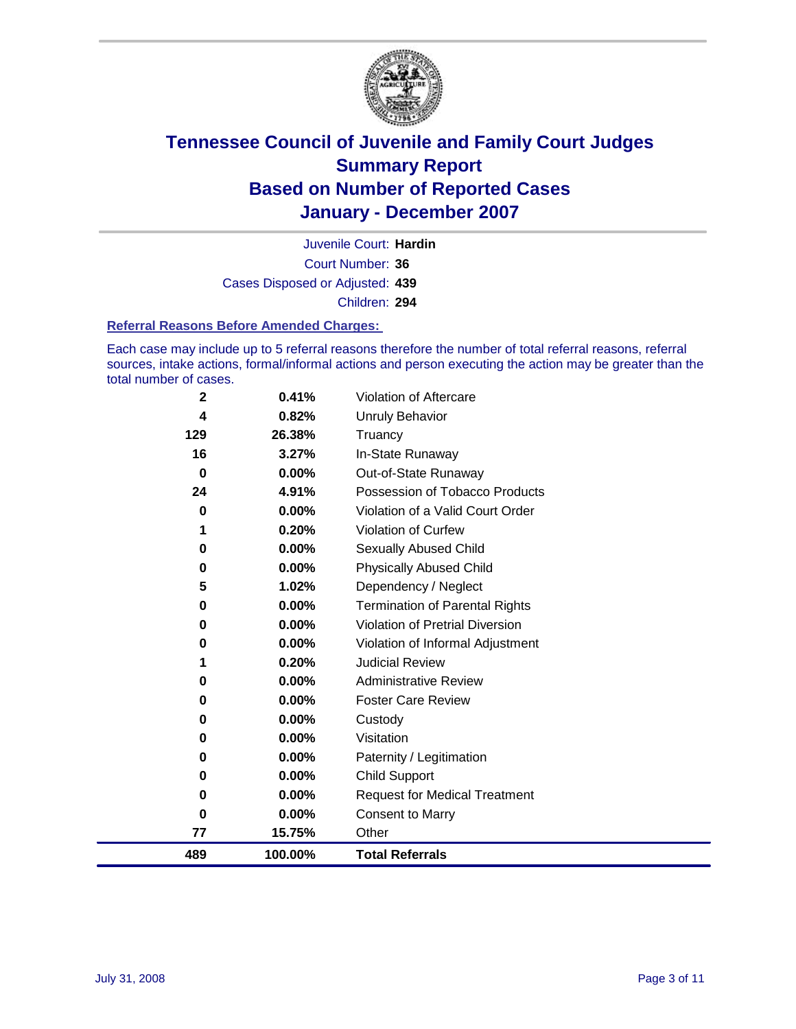# Tennessee Council of Juvenile and Family Court Judges
## Summary Report
## Based on Number of Reported Cases
## January - December 2007

Juvenile Court: **Hardin**

Court Number: **36**

Cases Disposed or Adjusted: **439**

Children: **294**

### Referral Reasons Before Amended Charges:

Each case may include up to 5 referral reasons therefore the number of total referral reasons, referral sources, intake actions, formal/informal actions and person executing the action may be greater than the total number of cases.

| Count | Percent | Referral Reason |
|---|---|---|
| 2 | 0.41% | Violation of Aftercare |
| 4 | 0.82% | Unruly Behavior |
| 129 | 26.38% | Truancy |
| 16 | 3.27% | In-State Runaway |
| 0 | 0.00% | Out-of-State Runaway |
| 24 | 4.91% | Possession of Tobacco Products |
| 0 | 0.00% | Violation of a Valid Court Order |
| 1 | 0.20% | Violation of Curfew |
| 0 | 0.00% | Sexually Abused Child |
| 0 | 0.00% | Physically Abused Child |
| 5 | 1.02% | Dependency / Neglect |
| 0 | 0.00% | Termination of Parental Rights |
| 0 | 0.00% | Violation of Pretrial Diversion |
| 0 | 0.00% | Violation of Informal Adjustment |
| 1 | 0.20% | Judicial Review |
| 0 | 0.00% | Administrative Review |
| 0 | 0.00% | Foster Care Review |
| 0 | 0.00% | Custody |
| 0 | 0.00% | Visitation |
| 0 | 0.00% | Paternity / Legitimation |
| 0 | 0.00% | Child Support |
| 0 | 0.00% | Request for Medical Treatment |
| 0 | 0.00% | Consent to Marry |
| 77 | 15.75% | Other |
| **489** | **100.00%** | **Total Referrals** |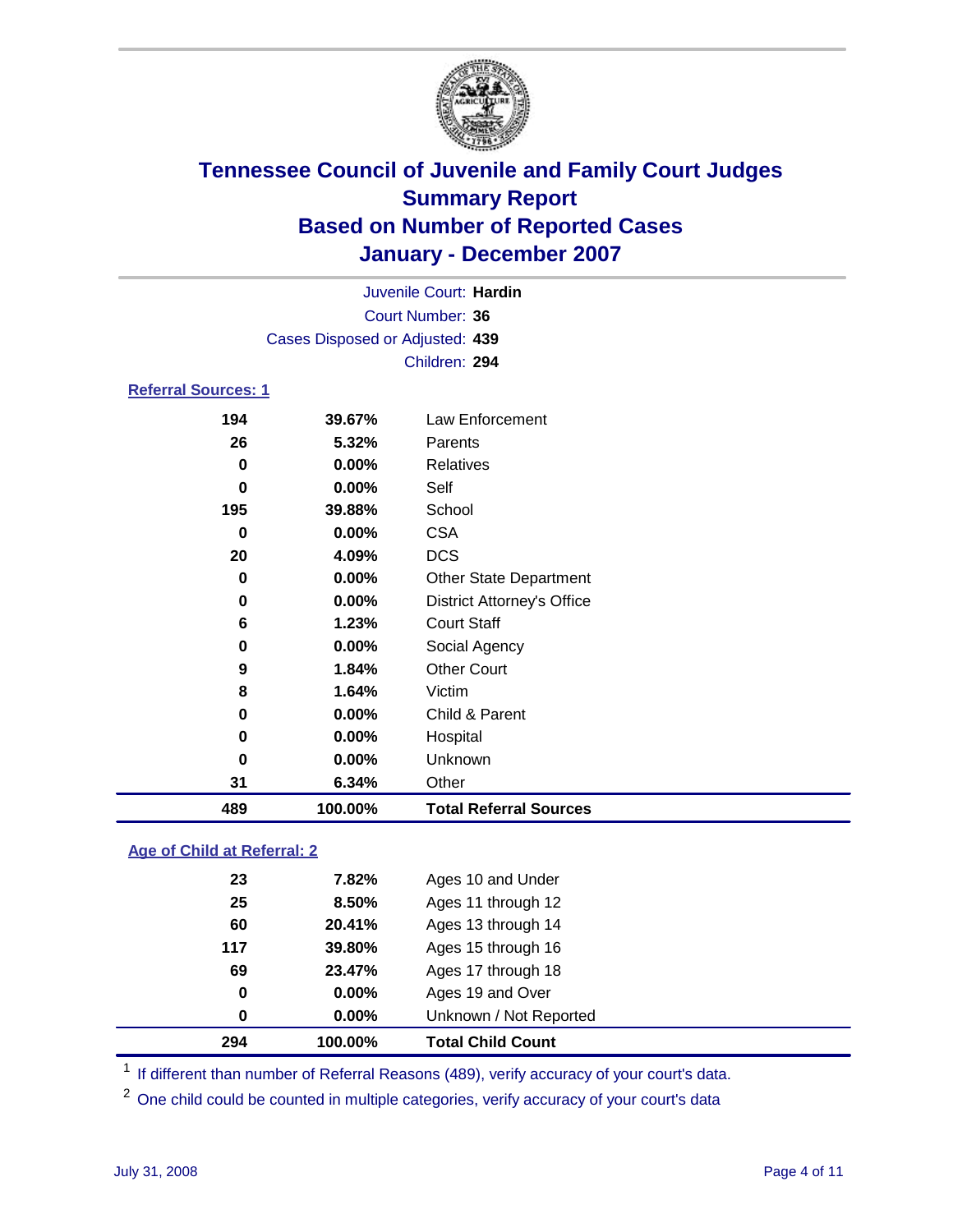# Tennessee Council of Juvenile and Family Court Judges
## Summary Report
## Based on Number of Reported Cases
## January - December 2007

Juvenile Court: **Hardin**
Court Number: **36**
Cases Disposed or Adjusted: **439**
Children: **294**

### Referral Sources: 1

| | | |
|---|---|---|
| 194 | 39.67% | Law Enforcement |
| 26 | 5.32% | Parents |
| 0 | 0.00% | Relatives |
| 0 | 0.00% | Self |
| 195 | 39.88% | School |
| 0 | 0.00% | CSA |
| 20 | 4.09% | DCS |
| 0 | 0.00% | Other State Department |
| 0 | 0.00% | District Attorney's Office |
| 6 | 1.23% | Court Staff |
| 0 | 0.00% | Social Agency |
| 9 | 1.84% | Other Court |
| 8 | 1.64% | Victim |
| 0 | 0.00% | Child & Parent |
| 0 | 0.00% | Hospital |
| 0 | 0.00% | Unknown |
| 31 | 6.34% | Other |
| **489** | **100.00%** | **Total Referral Sources** |

### Age of Child at Referral: 2

| | | |
|---|---|---|
| 23 | 7.82% | Ages 10 and Under |
| 25 | 8.50% | Ages 11 through 12 |
| 60 | 20.41% | Ages 13 through 14 |
| 117 | 39.80% | Ages 15 through 16 |
| 69 | 23.47% | Ages 17 through 18 |
| 0 | 0.00% | Ages 19 and Over |
| 0 | 0.00% | Unknown / Not Reported |
| **294** | **100.00%** | **Total Child Count** |

[1] If different than number of Referral Reasons (489), verify accuracy of your court's data.

[2] One child could be counted in multiple categories, verify accuracy of your court's data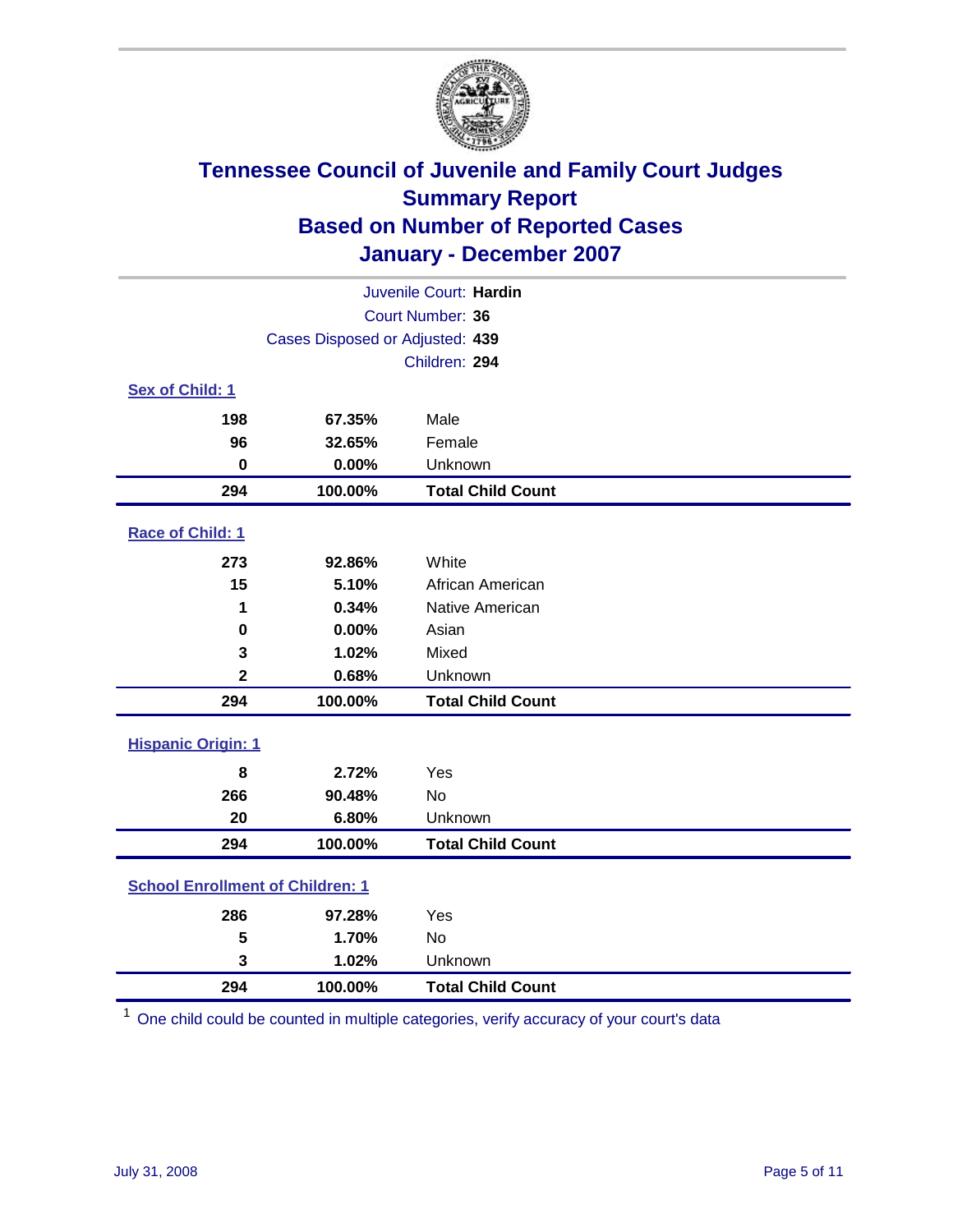# Tennessee Council of Juvenile and Family Court Judges
## Summary Report
## Based on Number of Reported Cases
## January - December 2007

Juvenile Court: **Hardin**
Court Number: **36**
Cases Disposed or Adjusted: **439**
Children: **294**

### Sex of Child: [1]

| Count | Percent | Category |
|---|---|---|
| 198 | 67.35% | Male |
| 96 | 32.65% | Female |
| 0 | 0.00% | Unknown |
| **294** | **100.00%** | **Total Child Count** |

### Race of Child: [1]

| Count | Percent | Category |
|---|---|---|
| 273 | 92.86% | White |
| 15 | 5.10% | African American |
| 1 | 0.34% | Native American |
| 0 | 0.00% | Asian |
| 3 | 1.02% | Mixed |
| 2 | 0.68% | Unknown |
| **294** | **100.00%** | **Total Child Count** |

### Hispanic Origin: [1]

| Count | Percent | Category |
|---|---|---|
| 8 | 2.72% | Yes |
| 266 | 90.48% | No |
| 20 | 6.80% | Unknown |
| **294** | **100.00%** | **Total Child Count** |

### School Enrollment of Children: [1]

| Count | Percent | Category |
|---|---|---|
| 286 | 97.28% | Yes |
| 5 | 1.70% | No |
| 3 | 1.02% | Unknown |
| **294** | **100.00%** | **Total Child Count** |

[1] One child could be counted in multiple categories, verify accuracy of your court's data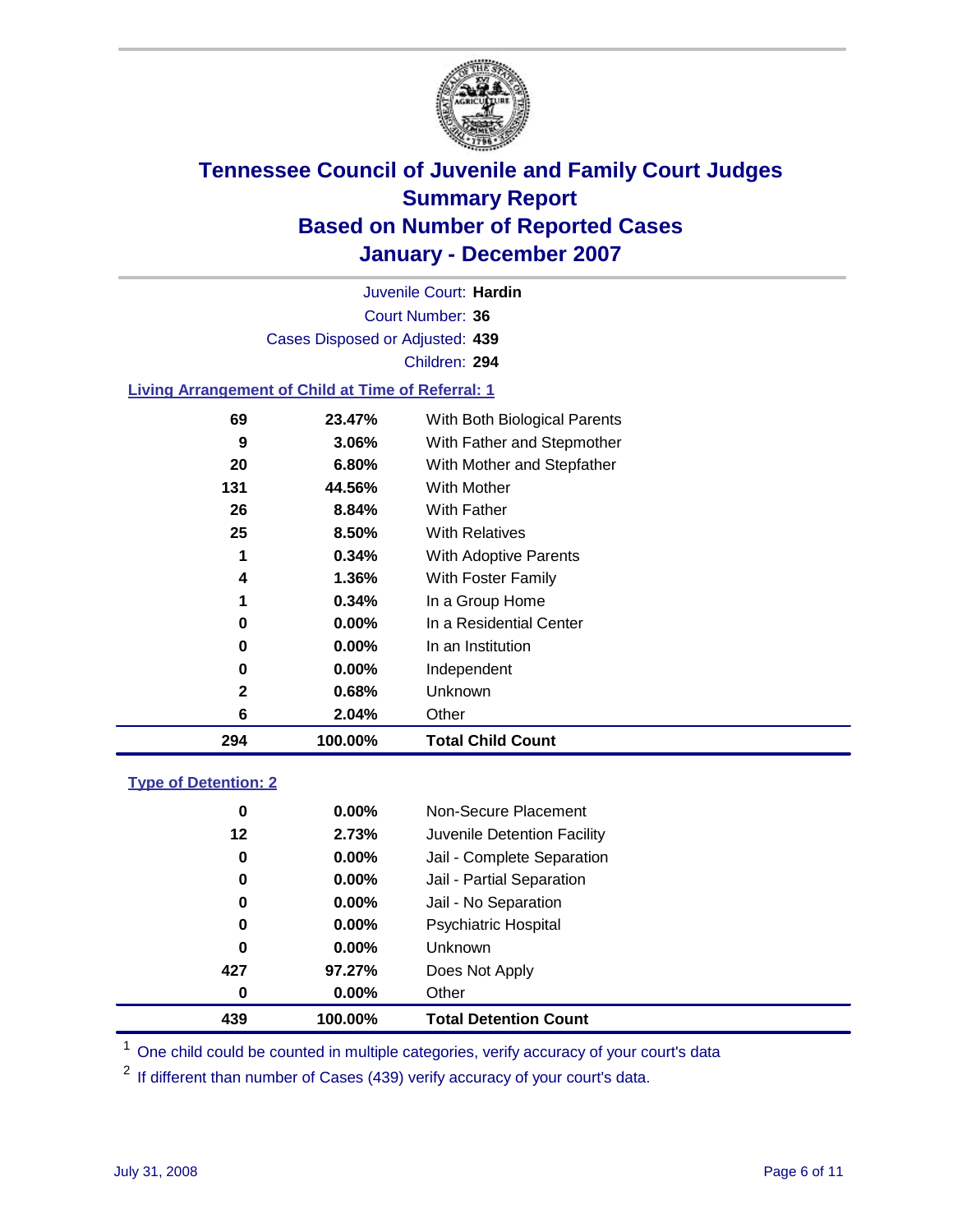# Tennessee Council of Juvenile and Family Court Judges
## Summary Report
## Based on Number of Reported Cases
## January - December 2007

Juvenile Court: **Hardin**

Court Number: **36**

Cases Disposed or Adjusted: **439**

Children: **294**

### Living Arrangement of Child at Time of Referral: 1

| Count | Percent | Category |
|---|---|---|
| 69 | 23.47% | With Both Biological Parents |
| 9 | 3.06% | With Father and Stepmother |
| 20 | 6.80% | With Mother and Stepfather |
| 131 | 44.56% | With Mother |
| 26 | 8.84% | With Father |
| 25 | 8.50% | With Relatives |
| 1 | 0.34% | With Adoptive Parents |
| 4 | 1.36% | With Foster Family |
| 1 | 0.34% | In a Group Home |
| 0 | 0.00% | In a Residential Center |
| 0 | 0.00% | In an Institution |
| 0 | 0.00% | Independent |
| 2 | 0.68% | Unknown |
| 6 | 2.04% | Other |
| **294** | **100.00%** | **Total Child Count** |

### Type of Detention: 2

| Count | Percent | Category |
|---|---|---|
| 0 | 0.00% | Non-Secure Placement |
| 12 | 2.73% | Juvenile Detention Facility |
| 0 | 0.00% | Jail - Complete Separation |
| 0 | 0.00% | Jail - Partial Separation |
| 0 | 0.00% | Jail - No Separation |
| 0 | 0.00% | Psychiatric Hospital |
| 0 | 0.00% | Unknown |
| 427 | 97.27% | Does Not Apply |
| 0 | 0.00% | Other |
| **439** | **100.00%** | **Total Detention Count** |

[1] One child could be counted in multiple categories, verify accuracy of your court's data

[2] If different than number of Cases (439) verify accuracy of your court's data.

July 31, 2008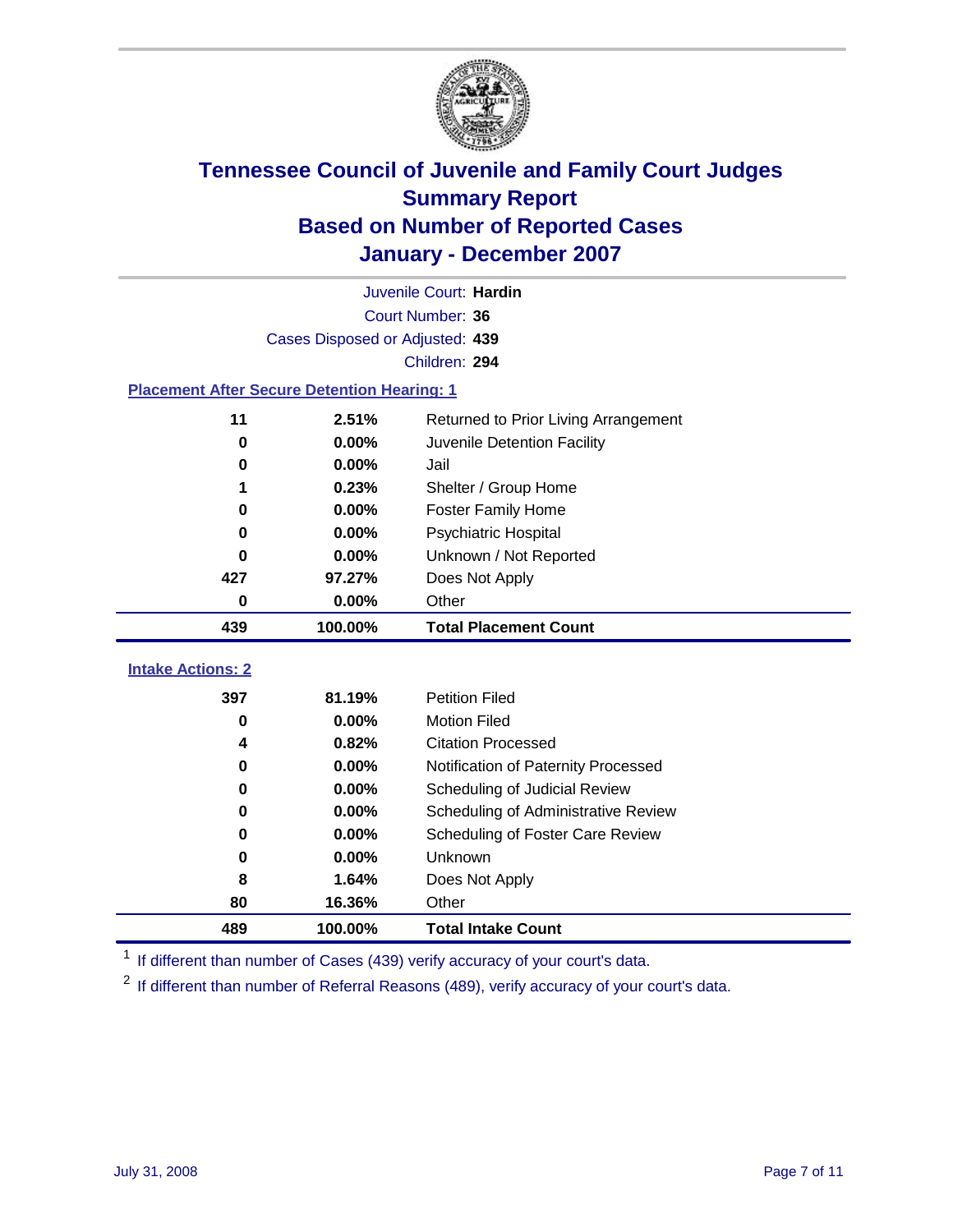# Tennessee Council of Juvenile and Family Court Judges
## Summary Report
## Based on Number of Reported Cases
## January - December 2007

Juvenile Court: **Hardin**
Court Number: **36**
Cases Disposed or Adjusted: **439**
Children: **294**

### Placement After Secure Detention Hearing: 1

| Count | Percent | Placement |
|---|---|---|
| 11 | 2.51% | Returned to Prior Living Arrangement |
| 0 | 0.00% | Juvenile Detention Facility |
| 0 | 0.00% | Jail |
| 1 | 0.23% | Shelter / Group Home |
| 0 | 0.00% | Foster Family Home |
| 0 | 0.00% | Psychiatric Hospital |
| 0 | 0.00% | Unknown / Not Reported |
| 427 | 97.27% | Does Not Apply |
| 0 | 0.00% | Other |
| **439** | **100.00%** | **Total Placement Count** |

### Intake Actions: 2

| Count | Percent | Intake Action |
|---|---|---|
| 397 | 81.19% | Petition Filed |
| 0 | 0.00% | Motion Filed |
| 4 | 0.82% | Citation Processed |
| 0 | 0.00% | Notification of Paternity Processed |
| 0 | 0.00% | Scheduling of Judicial Review |
| 0 | 0.00% | Scheduling of Administrative Review |
| 0 | 0.00% | Scheduling of Foster Care Review |
| 0 | 0.00% | Unknown |
| 8 | 1.64% | Does Not Apply |
| 80 | 16.36% | Other |
| **489** | **100.00%** | **Total Intake Count** |

[1] If different than number of Cases (439) verify accuracy of your court's data.

[2] If different than number of Referral Reasons (489), verify accuracy of your court's data.

July 31, 2008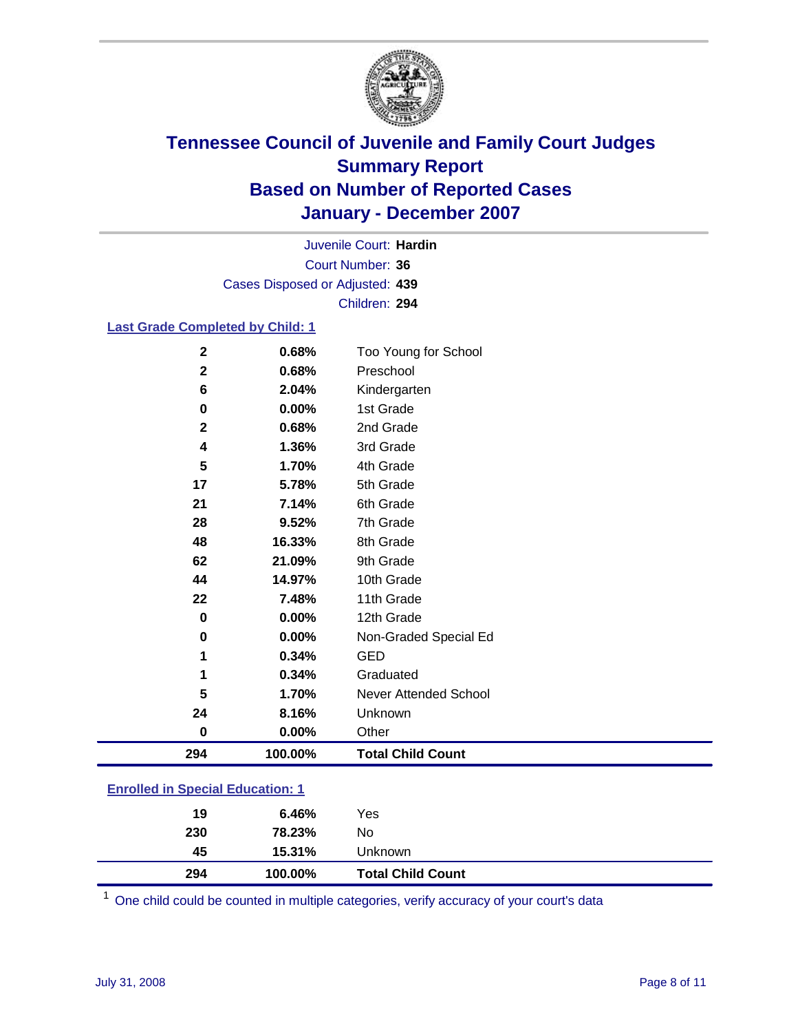# Tennessee Council of Juvenile and Family Court Judges
## Summary Report
## Based on Number of Reported Cases
## January - December 2007

Juvenile Court: **Hardin**
Court Number: **36**
Cases Disposed or Adjusted: **439**
Children: **294**

### Last Grade Completed by Child: 1

| Count | Percent | Category |
|---|---|---|
| 2 | 0.68% | Too Young for School |
| 2 | 0.68% | Preschool |
| 6 | 2.04% | Kindergarten |
| 0 | 0.00% | 1st Grade |
| 2 | 0.68% | 2nd Grade |
| 4 | 1.36% | 3rd Grade |
| 5 | 1.70% | 4th Grade |
| 17 | 5.78% | 5th Grade |
| 21 | 7.14% | 6th Grade |
| 28 | 9.52% | 7th Grade |
| 48 | 16.33% | 8th Grade |
| 62 | 21.09% | 9th Grade |
| 44 | 14.97% | 10th Grade |
| 22 | 7.48% | 11th Grade |
| 0 | 0.00% | 12th Grade |
| 0 | 0.00% | Non-Graded Special Ed |
| 1 | 0.34% | GED |
| 1 | 0.34% | Graduated |
| 5 | 1.70% | Never Attended School |
| 24 | 8.16% | Unknown |
| 0 | 0.00% | Other |
| **294** | **100.00%** | **Total Child Count** |

### Enrolled in Special Education: 1

| Count | Percent | Category |
|---|---|---|
| 19 | 6.46% | Yes |
| 230 | 78.23% | No |
| 45 | 15.31% | Unknown |
| **294** | **100.00%** | **Total Child Count** |

[1] One child could be counted in multiple categories, verify accuracy of your court's data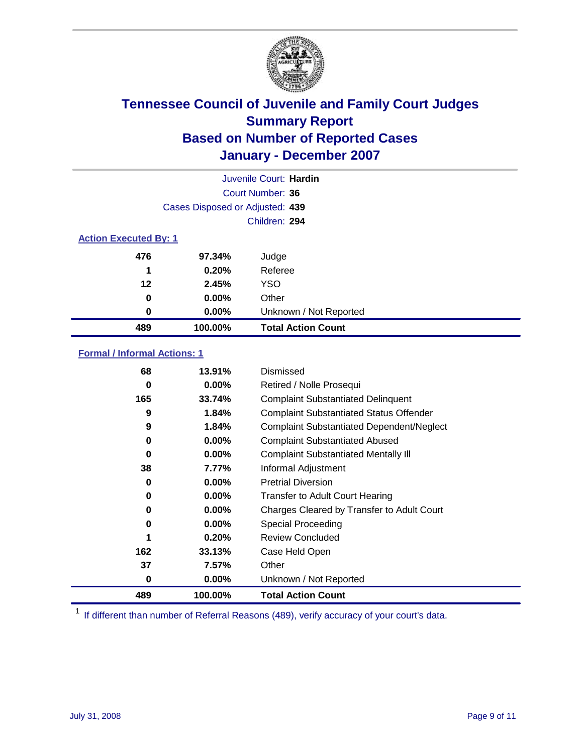# Tennessee Council of Juvenile and Family Court Judges
## Summary Report
## Based on Number of Reported Cases
## January - December 2007

Juvenile Court: **Hardin**

Court Number: **36**

Cases Disposed or Adjusted: **439**

Children: **294**

### Action Executed By: 1

| | | |
|---|---|---|
| 476 | 97.34% | Judge |
| 1 | 0.20% | Referee |
| 12 | 2.45% | YSO |
| 0 | 0.00% | Other |
| 0 | 0.00% | Unknown / Not Reported |
| **489** | **100.00%** | **Total Action Count** |

### Formal / Informal Actions: 1

| | | |
|---|---|---|
| 68 | 13.91% | Dismissed |
| 0 | 0.00% | Retired / Nolle Prosequi |
| 165 | 33.74% | Complaint Substantiated Delinquent |
| 9 | 1.84% | Complaint Substantiated Status Offender |
| 9 | 1.84% | Complaint Substantiated Dependent/Neglect |
| 0 | 0.00% | Complaint Substantiated Abused |
| 0 | 0.00% | Complaint Substantiated Mentally Ill |
| 38 | 7.77% | Informal Adjustment |
| 0 | 0.00% | Pretrial Diversion |
| 0 | 0.00% | Transfer to Adult Court Hearing |
| 0 | 0.00% | Charges Cleared by Transfer to Adult Court |
| 0 | 0.00% | Special Proceeding |
| 1 | 0.20% | Review Concluded |
| 162 | 33.13% | Case Held Open |
| 37 | 7.57% | Other |
| 0 | 0.00% | Unknown / Not Reported |
| **489** | **100.00%** | **Total Action Count** |

[1] If different than number of Referral Reasons (489), verify accuracy of your court's data.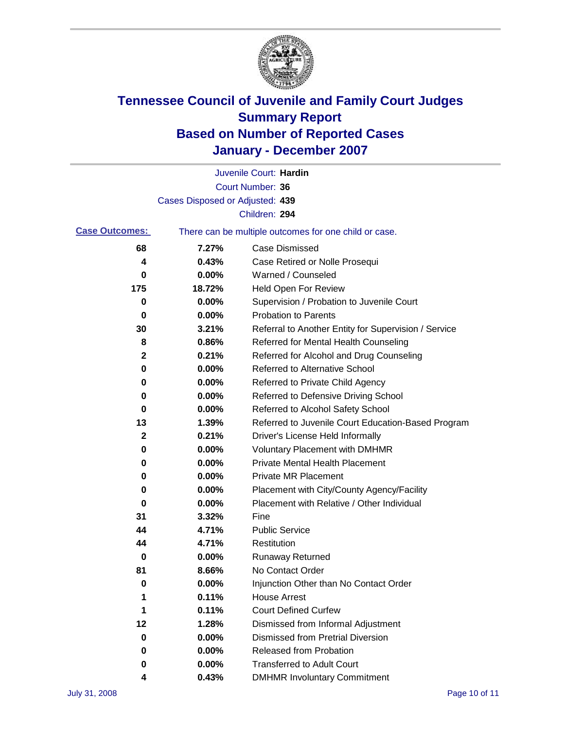# Tennessee Council of Juvenile and Family Court Judges
## Summary Report
## Based on Number of Reported Cases
## January - December 2007

Juvenile Court: **Hardin**

Court Number: **36**

Cases Disposed or Adjusted: **439**

Children: **294**

**Case Outcomes:** There can be multiple outcomes for one child or case.

| Count | Percent | Outcome |
|---|---|---|
| 68 | 7.27% | Case Dismissed |
| 4 | 0.43% | Case Retired or Nolle Prosequi |
| 0 | 0.00% | Warned / Counseled |
| 175 | 18.72% | Held Open For Review |
| 0 | 0.00% | Supervision / Probation to Juvenile Court |
| 0 | 0.00% | Probation to Parents |
| 30 | 3.21% | Referral to Another Entity for Supervision / Service |
| 8 | 0.86% | Referred for Mental Health Counseling |
| 2 | 0.21% | Referred for Alcohol and Drug Counseling |
| 0 | 0.00% | Referred to Alternative School |
| 0 | 0.00% | Referred to Private Child Agency |
| 0 | 0.00% | Referred to Defensive Driving School |
| 0 | 0.00% | Referred to Alcohol Safety School |
| 13 | 1.39% | Referred to Juvenile Court Education-Based Program |
| 2 | 0.21% | Driver's License Held Informally |
| 0 | 0.00% | Voluntary Placement with DMHMR |
| 0 | 0.00% | Private Mental Health Placement |
| 0 | 0.00% | Private MR Placement |
| 0 | 0.00% | Placement with City/County Agency/Facility |
| 0 | 0.00% | Placement with Relative / Other Individual |
| 31 | 3.32% | Fine |
| 44 | 4.71% | Public Service |
| 44 | 4.71% | Restitution |
| 0 | 0.00% | Runaway Returned |
| 81 | 8.66% | No Contact Order |
| 0 | 0.00% | Injunction Other than No Contact Order |
| 1 | 0.11% | House Arrest |
| 1 | 0.11% | Court Defined Curfew |
| 12 | 1.28% | Dismissed from Informal Adjustment |
| 0 | 0.00% | Dismissed from Pretrial Diversion |
| 0 | 0.00% | Released from Probation |
| 0 | 0.00% | Transferred to Adult Court |
| 4 | 0.43% | DMHMR Involuntary Commitment |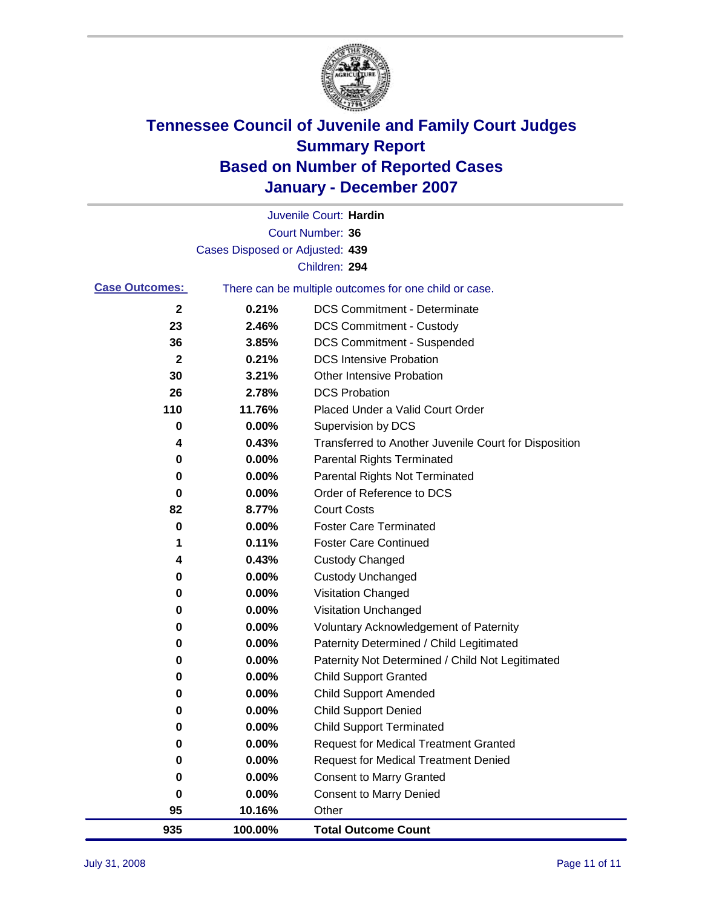# Tennessee Council of Juvenile and Family Court Judges
## Summary Report
## Based on Number of Reported Cases
## January - December 2007

Juvenile Court: **Hardin**

Court Number: **36**

Cases Disposed or Adjusted: **439**

Children: **294**

**Case Outcomes:** There can be multiple outcomes for one child or case.

| | | |
|---|---|---|
| 2 | 0.21% | DCS Commitment - Determinate |
| 23 | 2.46% | DCS Commitment - Custody |
| 36 | 3.85% | DCS Commitment - Suspended |
| 2 | 0.21% | DCS Intensive Probation |
| 30 | 3.21% | Other Intensive Probation |
| 26 | 2.78% | DCS Probation |
| 110 | 11.76% | Placed Under a Valid Court Order |
| 0 | 0.00% | Supervision by DCS |
| 4 | 0.43% | Transferred to Another Juvenile Court for Disposition |
| 0 | 0.00% | Parental Rights Terminated |
| 0 | 0.00% | Parental Rights Not Terminated |
| 0 | 0.00% | Order of Reference to DCS |
| 82 | 8.77% | Court Costs |
| 0 | 0.00% | Foster Care Terminated |
| 1 | 0.11% | Foster Care Continued |
| 4 | 0.43% | Custody Changed |
| 0 | 0.00% | Custody Unchanged |
| 0 | 0.00% | Visitation Changed |
| 0 | 0.00% | Visitation Unchanged |
| 0 | 0.00% | Voluntary Acknowledgement of Paternity |
| 0 | 0.00% | Paternity Determined / Child Legitimated |
| 0 | 0.00% | Paternity Not Determined / Child Not Legitimated |
| 0 | 0.00% | Child Support Granted |
| 0 | 0.00% | Child Support Amended |
| 0 | 0.00% | Child Support Denied |
| 0 | 0.00% | Child Support Terminated |
| 0 | 0.00% | Request for Medical Treatment Granted |
| 0 | 0.00% | Request for Medical Treatment Denied |
| 0 | 0.00% | Consent to Marry Granted |
| 0 | 0.00% | Consent to Marry Denied |
| 95 | 10.16% | Other |
| **935** | **100.00%** | **Total Outcome Count** |

July 31, 2008